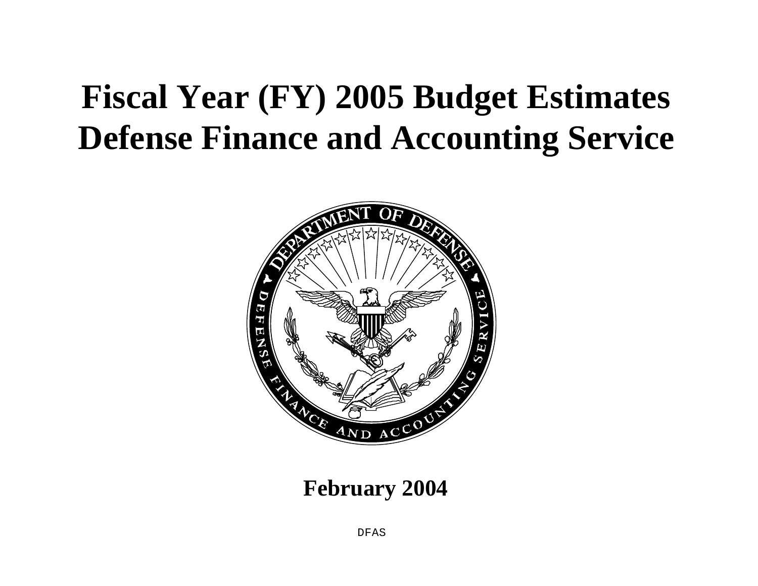# Fiscal Year (FY) 2005 Budget Estimates Defense Finance and Accounting Service

**February 2004**

DFAS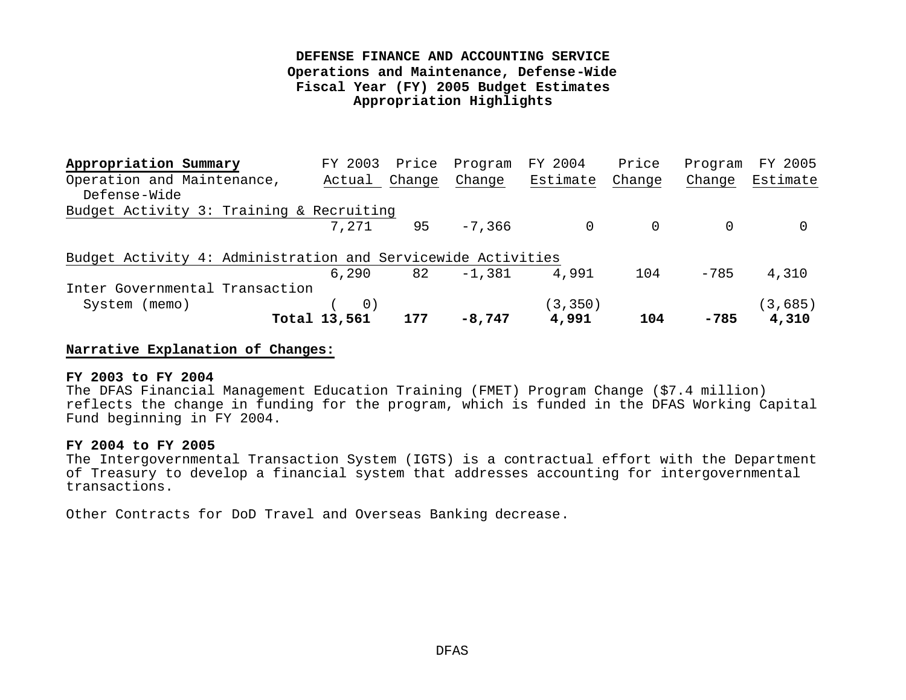**DEFENSE FINANCE AND ACCOUNTING SERVICE**
**Operations and Maintenance, Defense-Wide**
**Fiscal Year (FY) 2005 Budget Estimates**
**Appropriation Highlights**

| **Appropriation Summary** Operation and Maintenance, Defense-Wide | FY 2003 Actual | Price Change | Program Change | FY 2004 Estimate | Price Change | Program Change | FY 2005 Estimate |
|---|---|---|---|---|---|---|---|
| Budget Activity 3: Training & Recruiting | 7,271 | 95 | -7,366 | 0 | 0 | 0 | 0 |
| Budget Activity 4: Administration and Servicewide Activities | 6,290 | 82 | -1,381 | 4,991 | 104 | -785 | 4,310 |
| Inter Governmental Transaction System (memo) | ( 0) | | | (3,350) | | | (3,685) |
| **Total** | **13,561** | **177** | **-8,747** | **4,991** | **104** | **-785** | **4,310** |

**Narrative Explanation of Changes:**

**FY 2003 to FY 2004**
The DFAS Financial Management Education Training (FMET) Program Change ($7.4 million) reflects the change in funding for the program, which is funded in the DFAS Working Capital Fund beginning in FY 2004.

**FY 2004 to FY 2005**
The Intergovernmental Transaction System (IGTS) is a contractual effort with the Department of Treasury to develop a financial system that addresses accounting for intergovernmental transactions.

Other Contracts for DoD Travel and Overseas Banking decrease.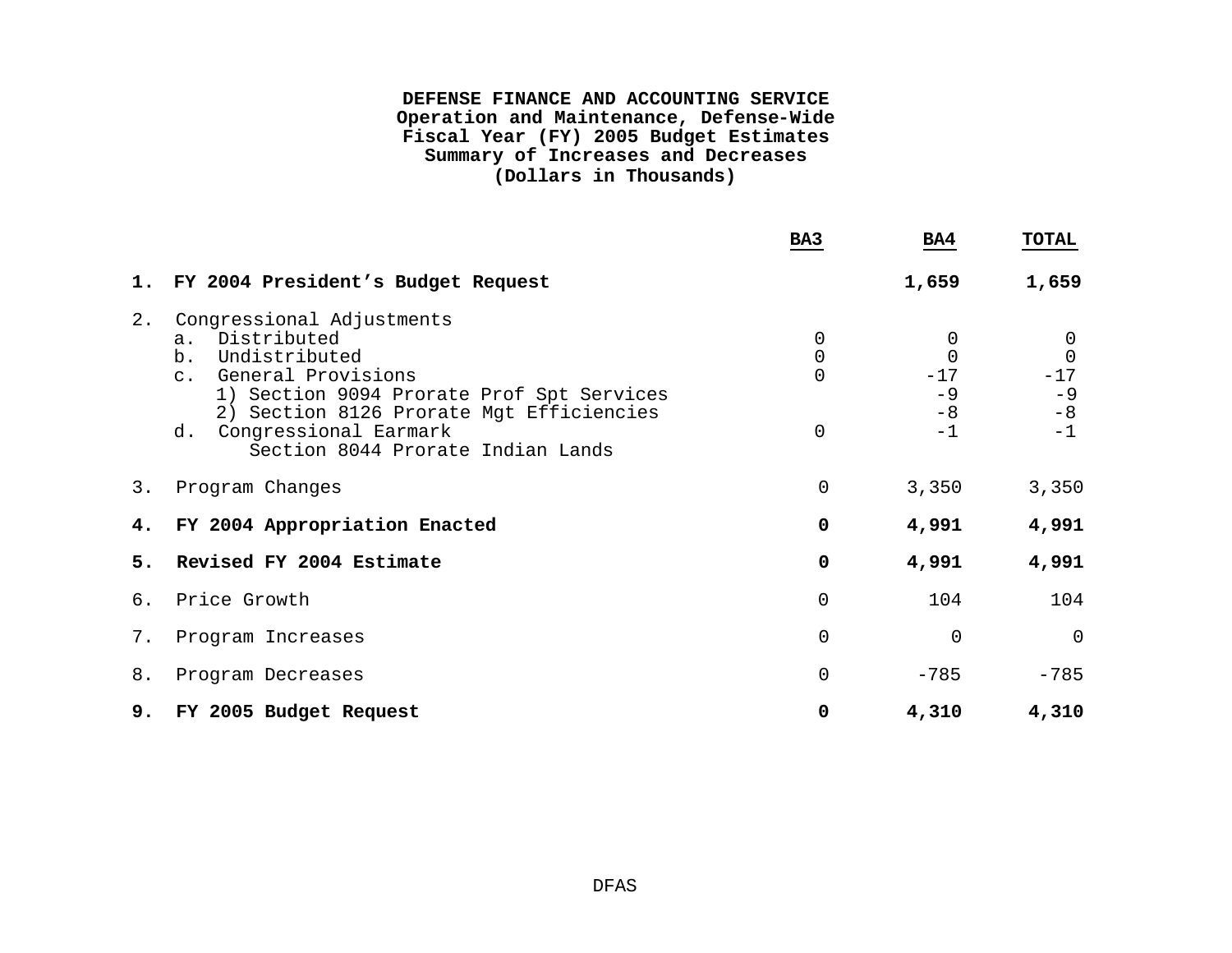**DEFENSE FINANCE AND ACCOUNTING SERVICE**
**Operation and Maintenance, Defense-Wide**
**Fiscal Year (FY) 2005 Budget Estimates**
**Summary of Increases and Decreases**
**(Dollars in Thousands)**

| | BA3 | BA4 | TOTAL |
|---|---|---|---|
| **1. FY 2004 President's Budget Request** | | **1,659** | **1,659** |
| 2. Congressional Adjustments | | | |
| a. Distributed | 0 | 0 | 0 |
| b. Undistributed | 0 | 0 | 0 |
| c. General Provisions | 0 | -17 | -17 |
| 1) Section 9094 Prorate Prof Spt Services | | -9 | -9 |
| 2) Section 8126 Prorate Mgt Efficiencies | | -8 | -8 |
| d. Congressional Earmark | 0 | -1 | -1 |
| Section 8044 Prorate Indian Lands | | | |
| 3. Program Changes | 0 | 3,350 | 3,350 |
| **4. FY 2004 Appropriation Enacted** | **0** | **4,991** | **4,991** |
| **5. Revised FY 2004 Estimate** | **0** | **4,991** | **4,991** |
| 6. Price Growth | 0 | 104 | 104 |
| 7. Program Increases | 0 | 0 | 0 |
| 8. Program Decreases | 0 | -785 | -785 |
| **9. FY 2005 Budget Request** | **0** | **4,310** | **4,310** |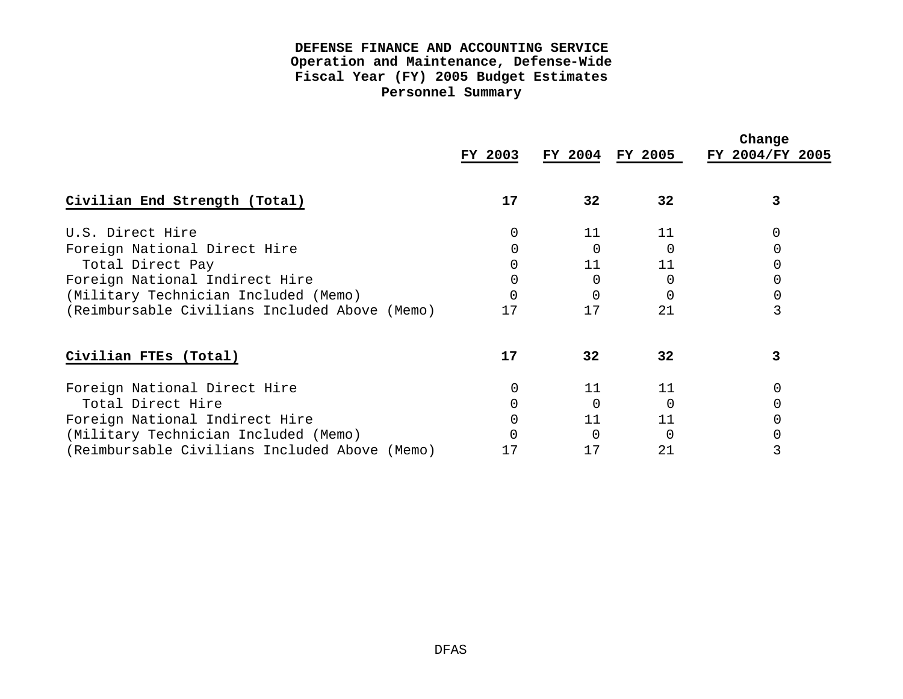**DEFENSE FINANCE AND ACCOUNTING SERVICE**
**Operation and Maintenance, Defense-Wide**
**Fiscal Year (FY) 2005 Budget Estimates**
**Personnel Summary**

| | FY 2003 | FY 2004 | FY 2005 | Change FY 2004/FY 2005 |
|---|---|---|---|---|
| **Civilian End Strength (Total)** | **17** | **32** | **32** | **3** |
| U.S. Direct Hire | 0 | 11 | 11 | 0 |
| Foreign National Direct Hire | 0 | 0 | 0 | 0 |
| Total Direct Pay | 0 | 11 | 11 | 0 |
| Foreign National Indirect Hire | 0 | 0 | 0 | 0 |
| (Military Technician Included (Memo) | 0 | 0 | 0 | 0 |
| (Reimbursable Civilians Included Above (Memo) | 17 | 17 | 21 | 3 |
| **Civilian FTEs (Total)** | **17** | **32** | **32** | **3** |
| Foreign National Direct Hire | 0 | 11 | 11 | 0 |
| Total Direct Hire | 0 | 0 | 0 | 0 |
| Foreign National Indirect Hire | 0 | 11 | 11 | 0 |
| (Military Technician Included (Memo) | 0 | 0 | 0 | 0 |
| (Reimbursable Civilians Included Above (Memo) | 17 | 17 | 21 | 3 |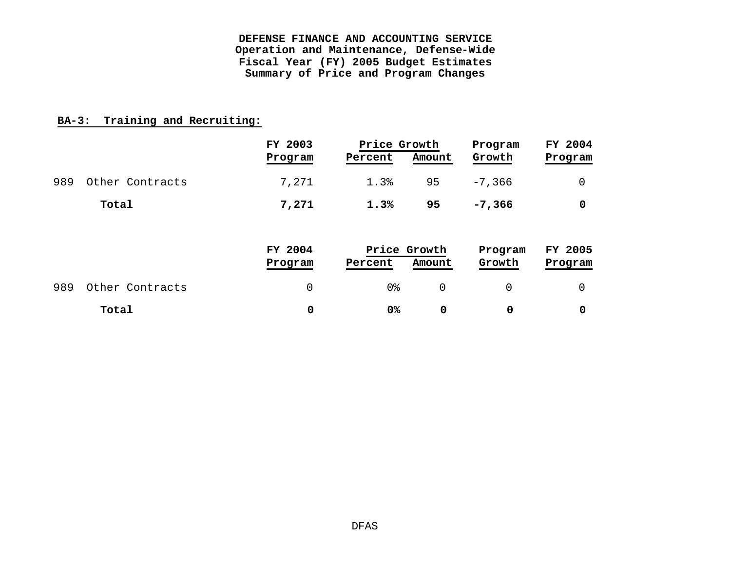# DEFENSE FINANCE AND ACCOUNTING SERVICE
## Operation and Maintenance, Defense-Wide
## Fiscal Year (FY) 2005 Budget Estimates
## Summary of Price and Program Changes

**BA-3: Training and Recruiting:**

| | | FY 2003 Program | Price Growth Percent | Price Growth Amount | Program Growth | FY 2004 Program |
|---|---|---|---|---|---|---|
| 989 | Other Contracts | 7,271 | 1.3% | 95 | -7,366 | 0 |
| | **Total** | **7,271** | **1.3%** | **95** | **-7,366** | **0** |

| | | FY 2004 Program | Price Growth Percent | Price Growth Amount | Program Growth | FY 2005 Program |
|---|---|---|---|---|---|---|
| 989 | Other Contracts | 0 | 0% | 0 | 0 | 0 |
| | **Total** | **0** | **0%** | **0** | **0** | **0** |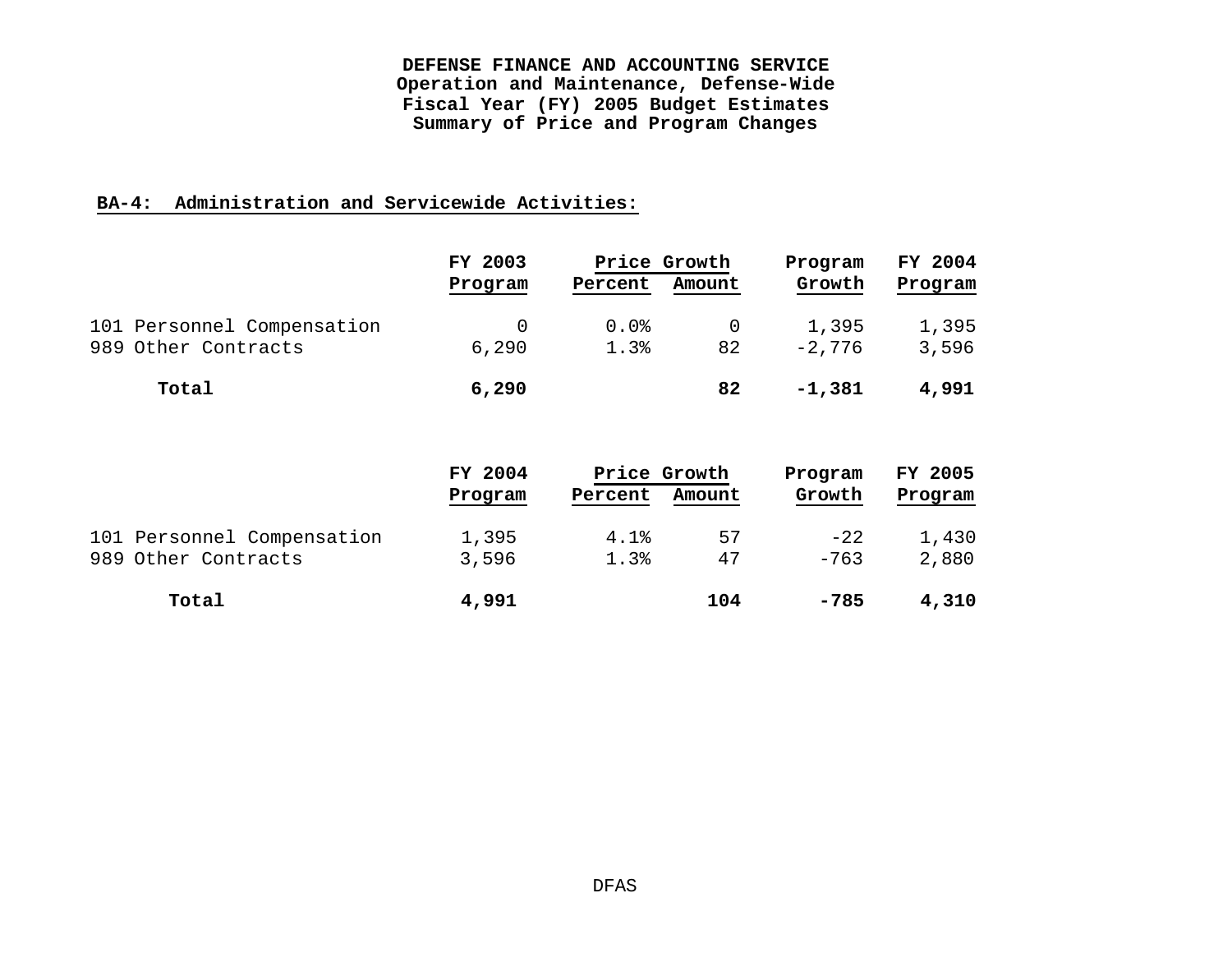**DEFENSE FINANCE AND ACCOUNTING SERVICE**
**Operation and Maintenance, Defense-Wide**
**Fiscal Year (FY) 2005 Budget Estimates**
**Summary of Price and Program Changes**

**BA-4: Administration and Servicewide Activities:**

| | FY 2003 Program | Price Growth | | Program Growth | FY 2004 Program |
|---|---|---|---|---|---|
| | | Percent | Amount | | |
| 101 Personnel Compensation | 0 | 0.0% | 0 | 1,395 | 1,395 |
| 989 Other Contracts | 6,290 | 1.3% | 82 | -2,776 | 3,596 |
| **Total** | **6,290** | | **82** | **-1,381** | **4,991** |

| | FY 2004 Program | Price Growth | | Program Growth | FY 2005 Program |
|---|---|---|---|---|---|
| | | Percent | Amount | | |
| 101 Personnel Compensation | 1,395 | 4.1% | 57 | -22 | 1,430 |
| 989 Other Contracts | 3,596 | 1.3% | 47 | -763 | 2,880 |
| **Total** | **4,991** | | **104** | **-785** | **4,310** |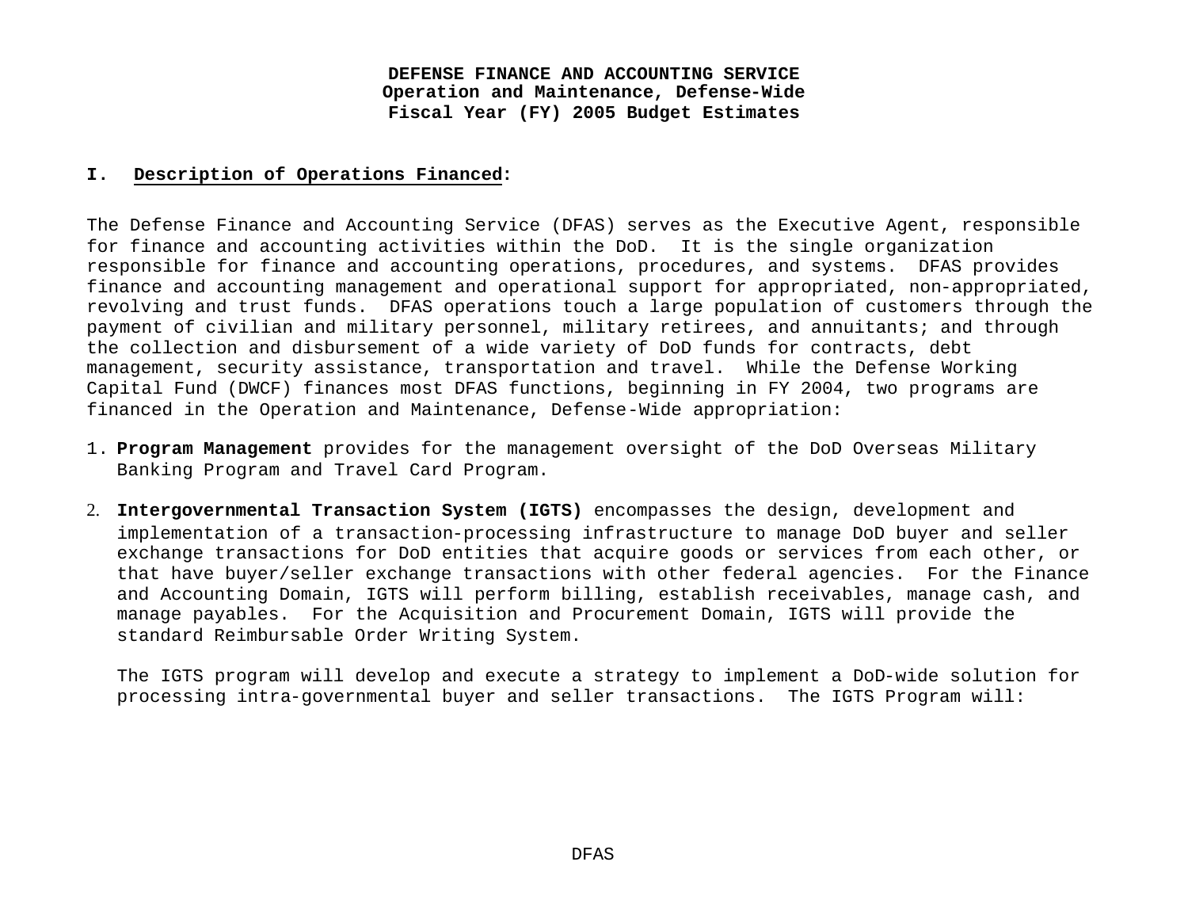**DEFENSE FINANCE AND ACCOUNTING SERVICE**
**Operation and Maintenance, Defense-Wide**
**Fiscal Year (FY) 2005 Budget Estimates**

## I. Description of Operations Financed:

The Defense Finance and Accounting Service (DFAS) serves as the Executive Agent, responsible for finance and accounting activities within the DoD. It is the single organization responsible for finance and accounting operations, procedures, and systems. DFAS provides finance and accounting management and operational support for appropriated, non-appropriated, revolving and trust funds. DFAS operations touch a large population of customers through the payment of civilian and military personnel, military retirees, and annuitants; and through the collection and disbursement of a wide variety of DoD funds for contracts, debt management, security assistance, transportation and travel. While the Defense Working Capital Fund (DWCF) finances most DFAS functions, beginning in FY 2004, two programs are financed in the Operation and Maintenance, Defense-Wide appropriation:

1. **Program Management** provides for the management oversight of the DoD Overseas Military Banking Program and Travel Card Program.

2. **Intergovernmental Transaction System (IGTS)** encompasses the design, development and implementation of a transaction-processing infrastructure to manage DoD buyer and seller exchange transactions for DoD entities that acquire goods or services from each other, or that have buyer/seller exchange transactions with other federal agencies. For the Finance and Accounting Domain, IGTS will perform billing, establish receivables, manage cash, and manage payables. For the Acquisition and Procurement Domain, IGTS will provide the standard Reimbursable Order Writing System.

   The IGTS program will develop and execute a strategy to implement a DoD-wide solution for processing intra-governmental buyer and seller transactions. The IGTS Program will: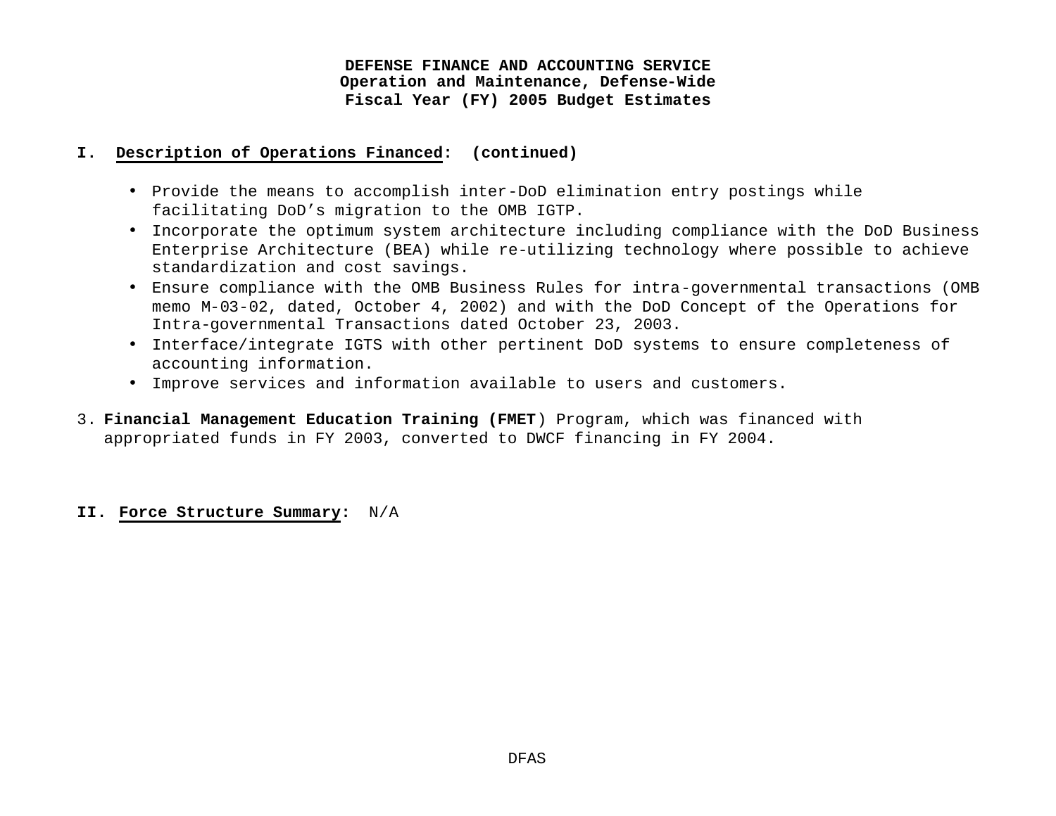**DEFENSE FINANCE AND ACCOUNTING SERVICE**
**Operation and Maintenance, Defense-Wide**
**Fiscal Year (FY) 2005 Budget Estimates**

**I. Description of Operations Financed: (continued)**

- Provide the means to accomplish inter-DoD elimination entry postings while facilitating DoD’s migration to the OMB IGTP.
- Incorporate the optimum system architecture including compliance with the DoD Business Enterprise Architecture (BEA) while re-utilizing technology where possible to achieve standardization and cost savings.
- Ensure compliance with the OMB Business Rules for intra-governmental transactions (OMB memo M-03-02, dated, October 4, 2002) and with the DoD Concept of the Operations for Intra-governmental Transactions dated October 23, 2003.
- Interface/integrate IGTS with other pertinent DoD systems to ensure completeness of accounting information.
- Improve services and information available to users and customers.

3. **Financial Management Education Training (FMET**) Program, which was financed with appropriated funds in FY 2003, converted to DWCF financing in FY 2004.

**II. Force Structure Summary:** N/A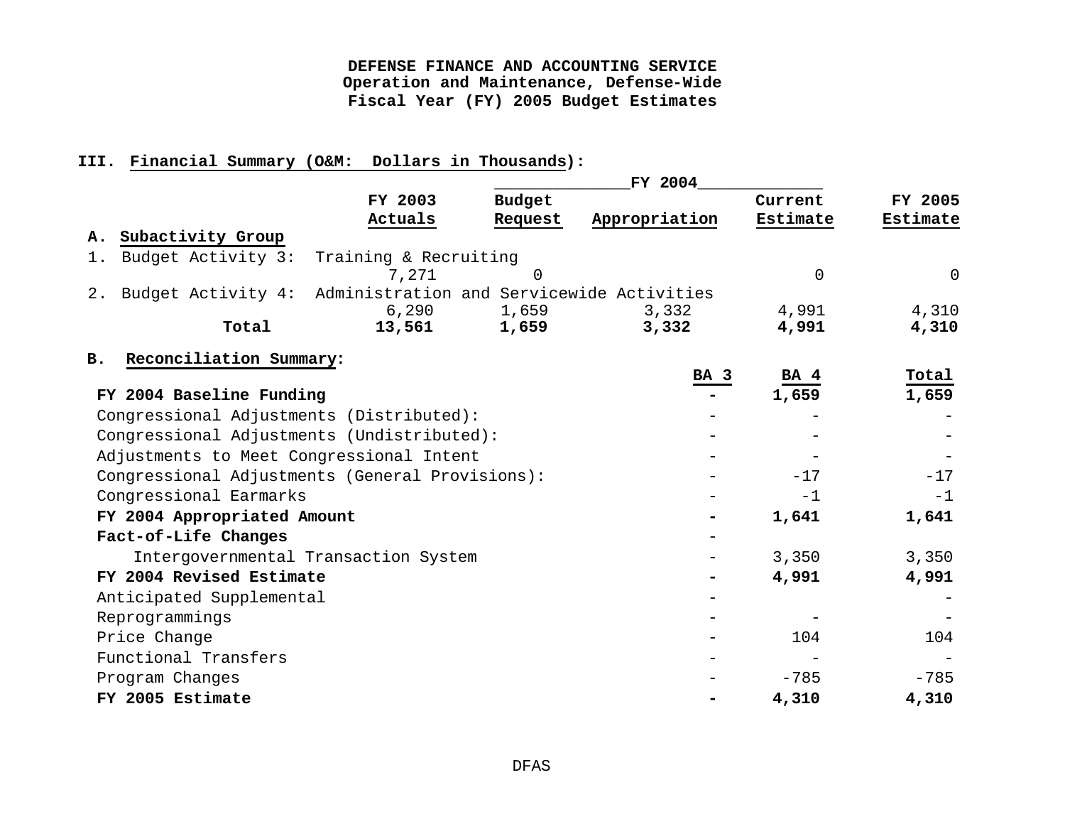**DEFENSE FINANCE AND ACCOUNTING SERVICE**
**Operation and Maintenance, Defense-Wide**
**Fiscal Year (FY) 2005 Budget Estimates**

## III. Financial Summary (O&M: Dollars in Thousands):

| | FY 2003 Actuals | FY 2004 | | | FY 2005 Estimate |
|---|---|---|---|---|---|
| | | Budget Request | Appropriation | Current Estimate | |
| **A. Subactivity Group** | | | | | |
| 1. Budget Activity 3: Training & Recruiting | 7,271 | 0 | | 0 | 0 |
| 2. Budget Activity 4: Administration and Servicewide Activities | 6,290 | 1,659 | 3,332 | 4,991 | 4,310 |
| **Total** | **13,561** | **1,659** | **3,332** | **4,991** | **4,310** |

**B. Reconciliation Summary:**

| | BA 3 | BA 4 | Total |
|---|---|---|---|
| **FY 2004 Baseline Funding** | **-** | **1,659** | **1,659** |
| Congressional Adjustments (Distributed): | - | - | - |
| Congressional Adjustments (Undistributed): | - | - | - |
| Adjustments to Meet Congressional Intent | - | - | - |
| Congressional Adjustments (General Provisions): | - | -17 | -17 |
| Congressional Earmarks | - | -1 | -1 |
| **FY 2004 Appropriated Amount** | **-** | **1,641** | **1,641** |
| **Fact-of-Life Changes** | - | | |
| Intergovernmental Transaction System | - | 3,350 | 3,350 |
| **FY 2004 Revised Estimate** | **-** | **4,991** | **4,991** |
| Anticipated Supplemental | - | | - |
| Reprogrammings | - | - | - |
| Price Change | - | 104 | 104 |
| Functional Transfers | - | - | - |
| Program Changes | - | -785 | -785 |
| **FY 2005 Estimate** | **-** | **4,310** | **4,310** |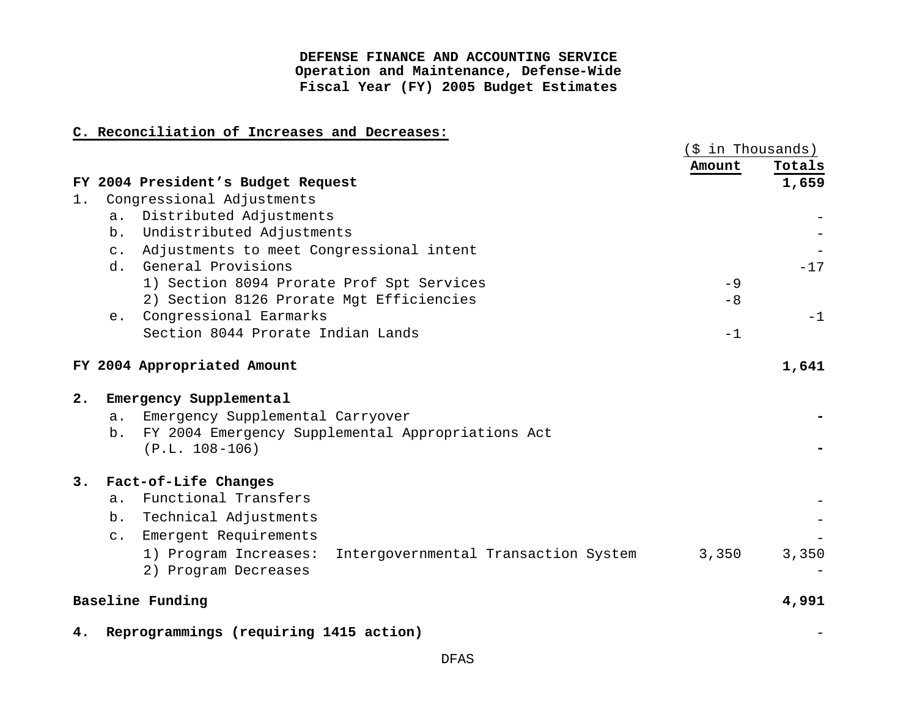**DEFENSE FINANCE AND ACCOUNTING SERVICE**
**Operation and Maintenance, Defense-Wide**
**Fiscal Year (FY) 2005 Budget Estimates**

## C. Reconciliation of Increases and Decreases:

| | ($ in Thousands) Amount | Totals |
|---|---|---|
| **FY 2004 President's Budget Request** | | **1,659** |
| 1. Congressional Adjustments | | |
| a. Distributed Adjustments | | - |
| b. Undistributed Adjustments | | - |
| c. Adjustments to meet Congressional intent | | - |
| d. General Provisions | | -17 |
| 1) Section 8094 Prorate Prof Spt Services | -9 | |
| 2) Section 8126 Prorate Mgt Efficiencies | -8 | |
| e. Congressional Earmarks | | -1 |
| Section 8044 Prorate Indian Lands | -1 | |
| **FY 2004 Appropriated Amount** | | **1,641** |
| **2. Emergency Supplemental** | | |
| a. Emergency Supplemental Carryover | | **-** |
| b. FY 2004 Emergency Supplemental Appropriations Act (P.L. 108-106) | | **-** |
| **3. Fact-of-Life Changes** | | |
| a. Functional Transfers | | - |
| b. Technical Adjustments | | - |
| c. Emergent Requirements | | - |
| 1) Program Increases: Intergovernmental Transaction System | 3,350 | 3,350 |
| 2) Program Decreases | | - |
| **Baseline Funding** | | **4,991** |
| **4. Reprogrammings (requiring 1415 action)** | | - |

DFAS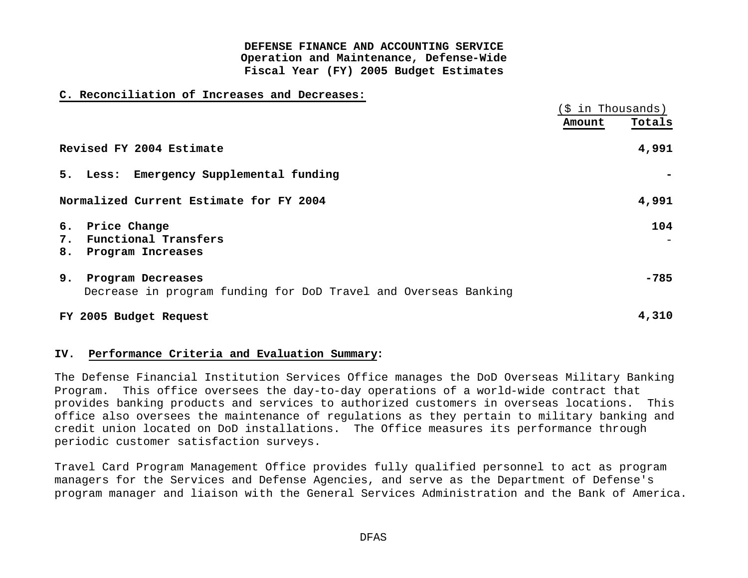**DEFENSE FINANCE AND ACCOUNTING SERVICE**
**Operation and Maintenance, Defense-Wide**
**Fiscal Year (FY) 2005 Budget Estimates**

**C. Reconciliation of Increases and Decreases:**

| | ($ in Thousands) | |
|---|---|---|
| | **Amount** | **Totals** |
| **Revised FY 2004 Estimate** | | **4,991** |
| **5. Less: Emergency Supplemental funding** | | **-** |
| **Normalized Current Estimate for FY 2004** | | **4,991** |
| **6. Price Change** | | **104** |
| **7. Functional Transfers** | | - |
| **8. Program Increases** | | |
| **9. Program Decreases** | | **-785** |
| Decrease in program funding for DoD Travel and Overseas Banking | | |
| **FY 2005 Budget Request** | | **4,310** |

**IV. Performance Criteria and Evaluation Summary:**

The Defense Financial Institution Services Office manages the DoD Overseas Military Banking Program. This office oversees the day-to-day operations of a world-wide contract that provides banking products and services to authorized customers in overseas locations. This office also oversees the maintenance of regulations as they pertain to military banking and credit union located on DoD installations. The Office measures its performance through periodic customer satisfaction surveys.

Travel Card Program Management Office provides fully qualified personnel to act as program managers for the Services and Defense Agencies, and serve as the Department of Defense's program manager and liaison with the General Services Administration and the Bank of America.